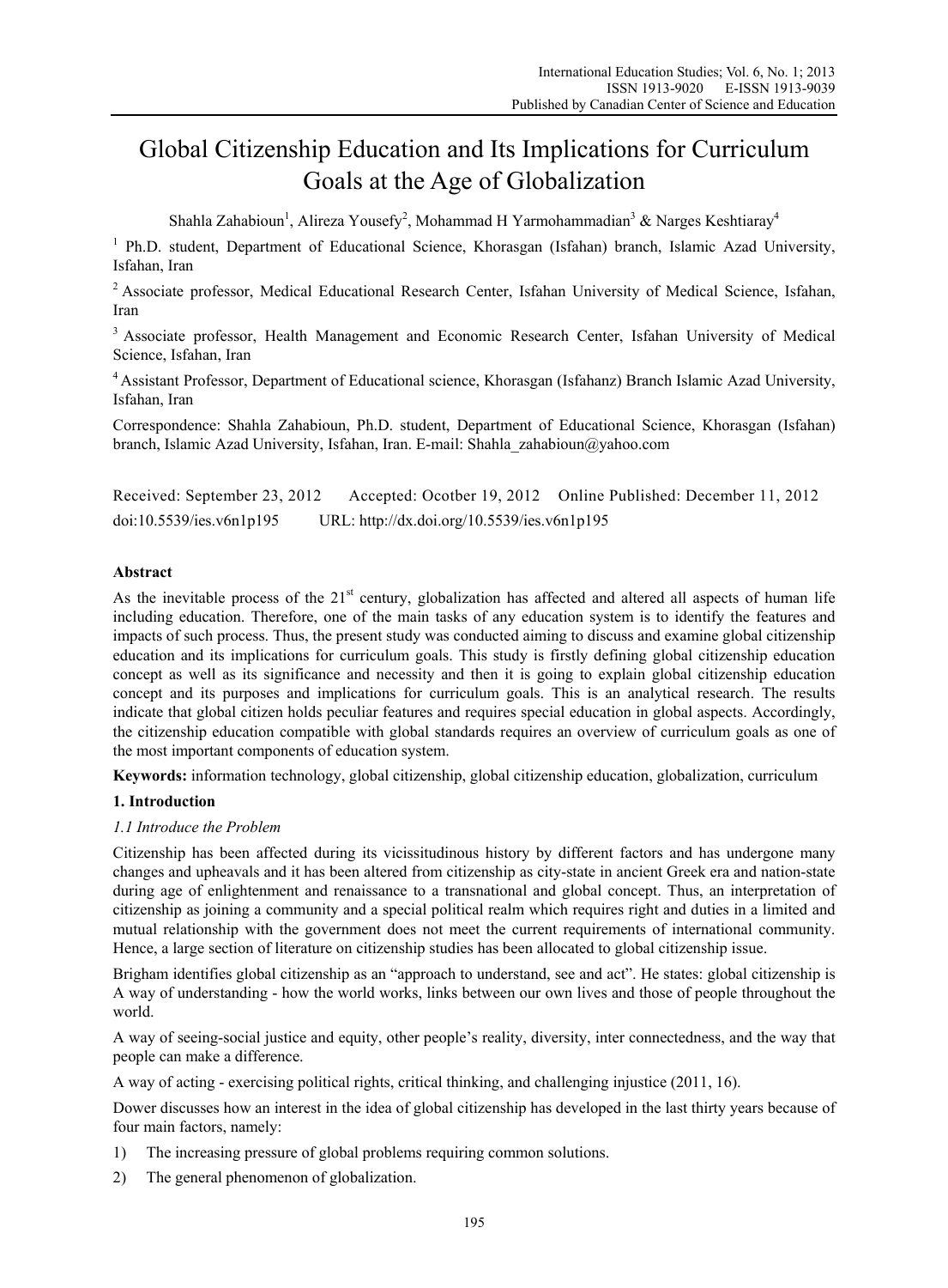# Global Citizenship Education and Its Implications for Curriculum Goals at the Age of Globalization

Shahla Zahabioun[1], Alireza Yousefy[2], Mohammad H Yarmohammadian[3] & Narges Keshtiaray[4]

[1] Ph.D. student, Department of Educational Science, Khorasgan (Isfahan) branch, Islamic Azad University, Isfahan, Iran

[2] Associate professor, Medical Educational Research Center, Isfahan University of Medical Science, Isfahan, Iran

[3] Associate professor, Health Management and Economic Research Center, Isfahan University of Medical Science, Isfahan, Iran

[4] Assistant Professor, Department of Educational science, Khorasgan (Isfahanz) Branch Islamic Azad University, Isfahan, Iran

Correspondence: Shahla Zahabioun, Ph.D. student, Department of Educational Science, Khorasgan (Isfahan) branch, Islamic Azad University, Isfahan, Iran. E-mail: Shahla_zahabioun@yahoo.com

Received: September 23, 2012 Accepted: Ocotber 19, 2012 Online Published: December 11, 2012

doi:10.5539/ies.v6n1p195 URL: http://dx.doi.org/10.5539/ies.v6n1p195

## Abstract

As the inevitable process of the 21st century, globalization has affected and altered all aspects of human life including education. Therefore, one of the main tasks of any education system is to identify the features and impacts of such process. Thus, the present study was conducted aiming to discuss and examine global citizenship education and its implications for curriculum goals. This study is firstly defining global citizenship education concept as well as its significance and necessity and then it is going to explain global citizenship education concept and its purposes and implications for curriculum goals. This is an analytical research. The results indicate that global citizen holds peculiar features and requires special education in global aspects. Accordingly, the citizenship education compatible with global standards requires an overview of curriculum goals as one of the most important components of education system.

**Keywords:** information technology, global citizenship, global citizenship education, globalization, curriculum

## 1. Introduction

### *1.1 Introduce the Problem*

Citizenship has been affected during its vicissitudinous history by different factors and has undergone many changes and upheavals and it has been altered from citizenship as city-state in ancient Greek era and nation-state during age of enlightenment and renaissance to a transnational and global concept. Thus, an interpretation of citizenship as joining a community and a special political realm which requires right and duties in a limited and mutual relationship with the government does not meet the current requirements of international community. Hence, a large section of literature on citizenship studies has been allocated to global citizenship issue.

Brigham identifies global citizenship as an "approach to understand, see and act". He states: global citizenship is A way of understanding - how the world works, links between our own lives and those of people throughout the world.

A way of seeing-social justice and equity, other people's reality, diversity, inter connectedness, and the way that people can make a difference.

A way of acting - exercising political rights, critical thinking, and challenging injustice (2011, 16).

Dower discusses how an interest in the idea of global citizenship has developed in the last thirty years because of four main factors, namely:

1) The increasing pressure of global problems requiring common solutions.
2) The general phenomenon of globalization.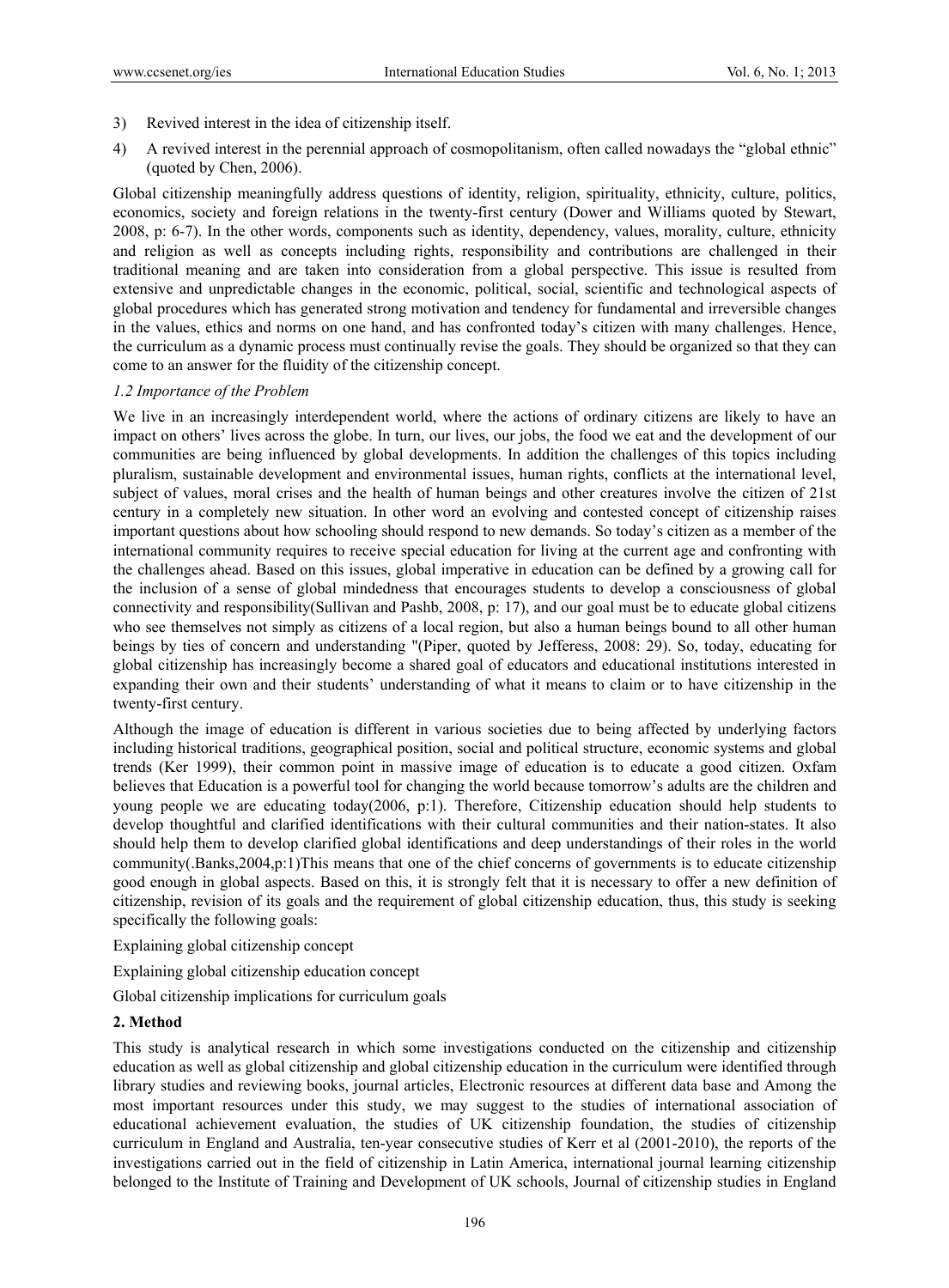3) Revived interest in the idea of citizenship itself.

4) A revived interest in the perennial approach of cosmopolitanism, often called nowadays the "global ethnic" (quoted by Chen, 2006).

Global citizenship meaningfully address questions of identity, religion, spirituality, ethnicity, culture, politics, economics, society and foreign relations in the twenty-first century (Dower and Williams quoted by Stewart, 2008, p: 6-7). In the other words, components such as identity, dependency, values, morality, culture, ethnicity and religion as well as concepts including rights, responsibility and contributions are challenged in their traditional meaning and are taken into consideration from a global perspective. This issue is resulted from extensive and unpredictable changes in the economic, political, social, scientific and technological aspects of global procedures which has generated strong motivation and tendency for fundamental and irreversible changes in the values, ethics and norms on one hand, and has confronted today's citizen with many challenges. Hence, the curriculum as a dynamic process must continually revise the goals. They should be organized so that they can come to an answer for the fluidity of the citizenship concept.

### *1.2 Importance of the Problem*

We live in an increasingly interdependent world, where the actions of ordinary citizens are likely to have an impact on others' lives across the globe. In turn, our lives, our jobs, the food we eat and the development of our communities are being influenced by global developments. In addition the challenges of this topics including pluralism, sustainable development and environmental issues, human rights, conflicts at the international level, subject of values, moral crises and the health of human beings and other creatures involve the citizen of 21st century in a completely new situation. In other word an evolving and contested concept of citizenship raises important questions about how schooling should respond to new demands. So today's citizen as a member of the international community requires to receive special education for living at the current age and confronting with the challenges ahead. Based on this issues, global imperative in education can be defined by a growing call for the inclusion of a sense of global mindedness that encourages students to develop a consciousness of global connectivity and responsibility(Sullivan and Pashb, 2008, p: 17), and our goal must be to educate global citizens who see themselves not simply as citizens of a local region, but also a human beings bound to all other human beings by ties of concern and understanding "(Piper, quoted by Jefferess, 2008: 29). So, today, educating for global citizenship has increasingly become a shared goal of educators and educational institutions interested in expanding their own and their students' understanding of what it means to claim or to have citizenship in the twenty-first century.

Although the image of education is different in various societies due to being affected by underlying factors including historical traditions, geographical position, social and political structure, economic systems and global trends (Ker 1999), their common point in massive image of education is to educate a good citizen. Oxfam believes that Education is a powerful tool for changing the world because tomorrow's adults are the children and young people we are educating today(2006, p:1). Therefore, Citizenship education should help students to develop thoughtful and clarified identifications with their cultural communities and their nation-states. It also should help them to develop clarified global identifications and deep understandings of their roles in the world community(.Banks,2004,p:1)This means that one of the chief concerns of governments is to educate citizenship good enough in global aspects. Based on this, it is strongly felt that it is necessary to offer a new definition of citizenship, revision of its goals and the requirement of global citizenship education, thus, this study is seeking specifically the following goals:

Explaining global citizenship concept

Explaining global citizenship education concept

Global citizenship implications for curriculum goals

## **2. Method**

This study is analytical research in which some investigations conducted on the citizenship and citizenship education as well as global citizenship and global citizenship education in the curriculum were identified through library studies and reviewing books, journal articles, Electronic resources at different data base and Among the most important resources under this study, we may suggest to the studies of international association of educational achievement evaluation, the studies of UK citizenship foundation, the studies of citizenship curriculum in England and Australia, ten-year consecutive studies of Kerr et al (2001-2010), the reports of the investigations carried out in the field of citizenship in Latin America, international journal learning citizenship belonged to the Institute of Training and Development of UK schools, Journal of citizenship studies in England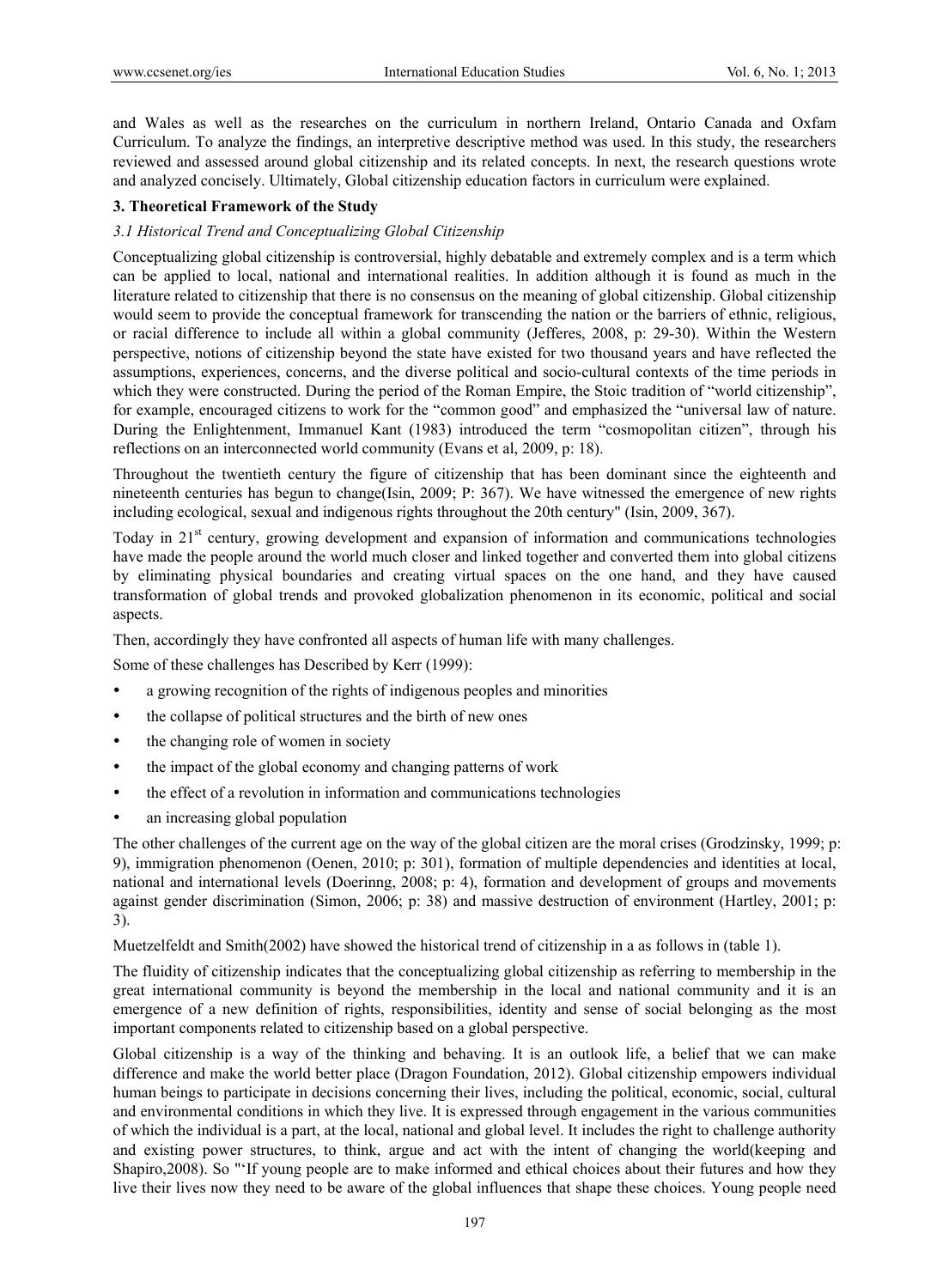and Wales as well as the researches on the curriculum in northern Ireland, Ontario Canada and Oxfam Curriculum. To analyze the findings, an interpretive descriptive method was used. In this study, the researchers reviewed and assessed around global citizenship and its related concepts. In next, the research questions wrote and analyzed concisely. Ultimately, Global citizenship education factors in curriculum were explained.

## 3. Theoretical Framework of the Study

### *3.1 Historical Trend and Conceptualizing Global Citizenship*

Conceptualizing global citizenship is controversial, highly debatable and extremely complex and is a term which can be applied to local, national and international realities. In addition although it is found as much in the literature related to citizenship that there is no consensus on the meaning of global citizenship. Global citizenship would seem to provide the conceptual framework for transcending the nation or the barriers of ethnic, religious, or racial difference to include all within a global community (Jefferes, 2008, p: 29-30). Within the Western perspective, notions of citizenship beyond the state have existed for two thousand years and have reflected the assumptions, experiences, concerns, and the diverse political and socio-cultural contexts of the time periods in which they were constructed. During the period of the Roman Empire, the Stoic tradition of "world citizenship", for example, encouraged citizens to work for the "common good" and emphasized the "universal law of nature. During the Enlightenment, Immanuel Kant (1983) introduced the term "cosmopolitan citizen", through his reflections on an interconnected world community (Evans et al, 2009, p: 18).

Throughout the twentieth century the figure of citizenship that has been dominant since the eighteenth and nineteenth centuries has begun to change(Isin, 2009; P: 367). We have witnessed the emergence of new rights including ecological, sexual and indigenous rights throughout the 20th century" (Isin, 2009, 367).

Today in 21st century, growing development and expansion of information and communications technologies have made the people around the world much closer and linked together and converted them into global citizens by eliminating physical boundaries and creating virtual spaces on the one hand, and they have caused transformation of global trends and provoked globalization phenomenon in its economic, political and social aspects.

Then, accordingly they have confronted all aspects of human life with many challenges.

Some of these challenges has Described by Kerr (1999):

- a growing recognition of the rights of indigenous peoples and minorities
- the collapse of political structures and the birth of new ones
- the changing role of women in society
- the impact of the global economy and changing patterns of work
- the effect of a revolution in information and communications technologies
- an increasing global population

The other challenges of the current age on the way of the global citizen are the moral crises (Grodzinsky, 1999; p: 9), immigration phenomenon (Oenen, 2010; p: 301), formation of multiple dependencies and identities at local, national and international levels (Doerinng, 2008; p: 4), formation and development of groups and movements against gender discrimination (Simon, 2006; p: 38) and massive destruction of environment (Hartley, 2001; p: 3).

Muetzelfeldt and Smith(2002) have showed the historical trend of citizenship in a as follows in (table 1).

The fluidity of citizenship indicates that the conceptualizing global citizenship as referring to membership in the great international community is beyond the membership in the local and national community and it is an emergence of a new definition of rights, responsibilities, identity and sense of social belonging as the most important components related to citizenship based on a global perspective.

Global citizenship is a way of the thinking and behaving. It is an outlook life, a belief that we can make difference and make the world better place (Dragon Foundation, 2012). Global citizenship empowers individual human beings to participate in decisions concerning their lives, including the political, economic, social, cultural and environmental conditions in which they live. It is expressed through engagement in the various communities of which the individual is a part, at the local, national and global level. It includes the right to challenge authority and existing power structures, to think, argue and act with the intent of changing the world(keeping and Shapiro,2008). So "'If young people are to make informed and ethical choices about their futures and how they live their lives now they need to be aware of the global influences that shape these choices. Young people need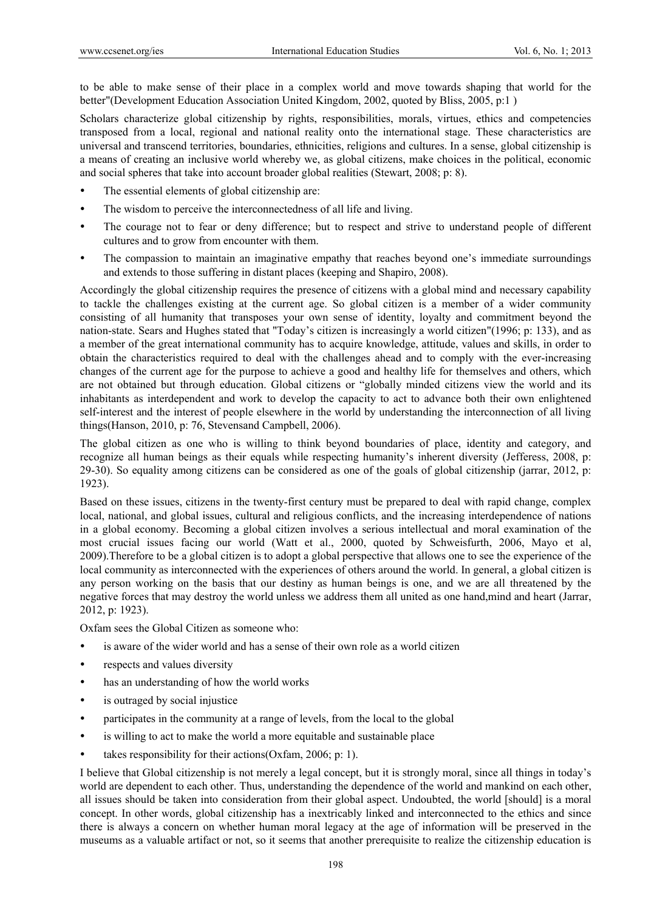to be able to make sense of their place in a complex world and move towards shaping that world for the better"(Development Education Association United Kingdom, 2002, quoted by Bliss, 2005, p:1 )

Scholars characterize global citizenship by rights, responsibilities, morals, virtues, ethics and competencies transposed from a local, regional and national reality onto the international stage. These characteristics are universal and transcend territories, boundaries, ethnicities, religions and cultures. In a sense, global citizenship is a means of creating an inclusive world whereby we, as global citizens, make choices in the political, economic and social spheres that take into account broader global realities (Stewart, 2008; p: 8).

- The essential elements of global citizenship are:
- The wisdom to perceive the interconnectedness of all life and living.
- The courage not to fear or deny difference; but to respect and strive to understand people of different cultures and to grow from encounter with them.
- The compassion to maintain an imaginative empathy that reaches beyond one's immediate surroundings and extends to those suffering in distant places (keeping and Shapiro, 2008).

Accordingly the global citizenship requires the presence of citizens with a global mind and necessary capability to tackle the challenges existing at the current age. So global citizen is a member of a wider community consisting of all humanity that transposes your own sense of identity, loyalty and commitment beyond the nation-state. Sears and Hughes stated that "Today's citizen is increasingly a world citizen"(1996; p: 133), and as a member of the great international community has to acquire knowledge, attitude, values and skills, in order to obtain the characteristics required to deal with the challenges ahead and to comply with the ever-increasing changes of the current age for the purpose to achieve a good and healthy life for themselves and others, which are not obtained but through education. Global citizens or "globally minded citizens view the world and its inhabitants as interdependent and work to develop the capacity to act to advance both their own enlightened self-interest and the interest of people elsewhere in the world by understanding the interconnection of all living things(Hanson, 2010, p: 76, Stevensand Campbell, 2006).

The global citizen as one who is willing to think beyond boundaries of place, identity and category, and recognize all human beings as their equals while respecting humanity's inherent diversity (Jefferess, 2008, p: 29-30). So equality among citizens can be considered as one of the goals of global citizenship (jarrar, 2012, p: 1923).

Based on these issues, citizens in the twenty-first century must be prepared to deal with rapid change, complex local, national, and global issues, cultural and religious conflicts, and the increasing interdependence of nations in a global economy. Becoming a global citizen involves a serious intellectual and moral examination of the most crucial issues facing our world (Watt et al., 2000, quoted by Schweisfurth, 2006, Mayo et al, 2009).Therefore to be a global citizen is to adopt a global perspective that allows one to see the experience of the local community as interconnected with the experiences of others around the world. In general, a global citizen is any person working on the basis that our destiny as human beings is one, and we are all threatened by the negative forces that may destroy the world unless we address them all united as one hand,mind and heart (Jarrar, 2012, p: 1923).

Oxfam sees the Global Citizen as someone who:

- is aware of the wider world and has a sense of their own role as a world citizen
- respects and values diversity
- has an understanding of how the world works
- is outraged by social injustice
- participates in the community at a range of levels, from the local to the global
- is willing to act to make the world a more equitable and sustainable place
- takes responsibility for their actions(Oxfam, 2006; p: 1).

I believe that Global citizenship is not merely a legal concept, but it is strongly moral, since all things in today's world are dependent to each other. Thus, understanding the dependence of the world and mankind on each other, all issues should be taken into consideration from their global aspect. Undoubted, the world [should] is a moral concept. In other words, global citizenship has a inextricably linked and interconnected to the ethics and since there is always a concern on whether human moral legacy at the age of information will be preserved in the museums as a valuable artifact or not, so it seems that another prerequisite to realize the citizenship education is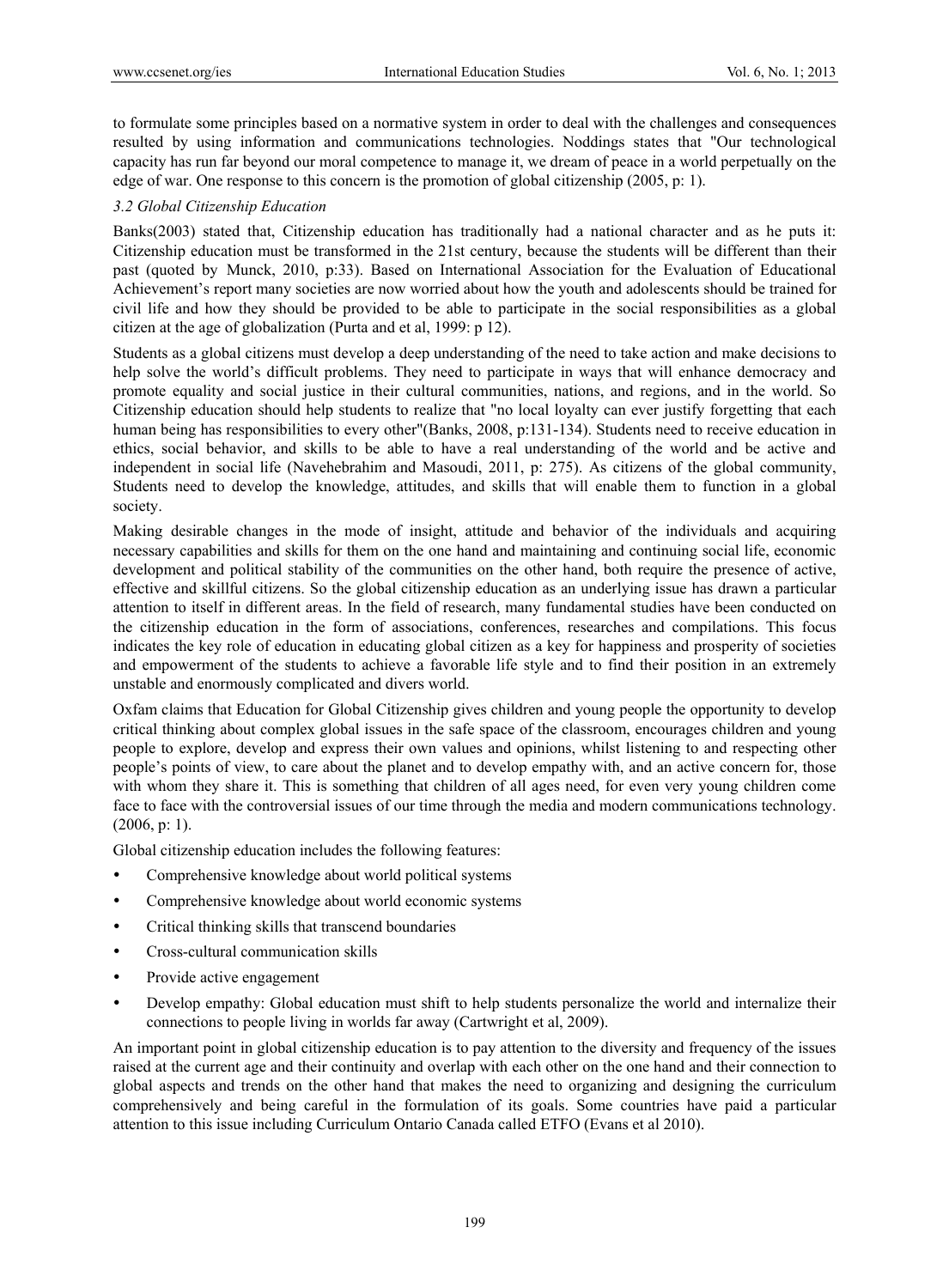to formulate some principles based on a normative system in order to deal with the challenges and consequences resulted by using information and communications technologies. Noddings states that "Our technological capacity has run far beyond our moral competence to manage it, we dream of peace in a world perpetually on the edge of war. One response to this concern is the promotion of global citizenship (2005, p: 1).

### *3.2 Global Citizenship Education*

Banks(2003) stated that, Citizenship education has traditionally had a national character and as he puts it: Citizenship education must be transformed in the 21st century, because the students will be different than their past (quoted by Munck, 2010, p:33). Based on International Association for the Evaluation of Educational Achievement's report many societies are now worried about how the youth and adolescents should be trained for civil life and how they should be provided to be able to participate in the social responsibilities as a global citizen at the age of globalization (Purta and et al, 1999: p 12).

Students as a global citizens must develop a deep understanding of the need to take action and make decisions to help solve the world's difficult problems. They need to participate in ways that will enhance democracy and promote equality and social justice in their cultural communities, nations, and regions, and in the world. So Citizenship education should help students to realize that "no local loyalty can ever justify forgetting that each human being has responsibilities to every other"(Banks, 2008, p:131-134). Students need to receive education in ethics, social behavior, and skills to be able to have a real understanding of the world and be active and independent in social life (Navehebrahim and Masoudi, 2011, p: 275). As citizens of the global community, Students need to develop the knowledge, attitudes, and skills that will enable them to function in a global society.

Making desirable changes in the mode of insight, attitude and behavior of the individuals and acquiring necessary capabilities and skills for them on the one hand and maintaining and continuing social life, economic development and political stability of the communities on the other hand, both require the presence of active, effective and skillful citizens. So the global citizenship education as an underlying issue has drawn a particular attention to itself in different areas. In the field of research, many fundamental studies have been conducted on the citizenship education in the form of associations, conferences, researches and compilations. This focus indicates the key role of education in educating global citizen as a key for happiness and prosperity of societies and empowerment of the students to achieve a favorable life style and to find their position in an extremely unstable and enormously complicated and divers world.

Oxfam claims that Education for Global Citizenship gives children and young people the opportunity to develop critical thinking about complex global issues in the safe space of the classroom, encourages children and young people to explore, develop and express their own values and opinions, whilst listening to and respecting other people's points of view, to care about the planet and to develop empathy with, and an active concern for, those with whom they share it. This is something that children of all ages need, for even very young children come face to face with the controversial issues of our time through the media and modern communications technology. (2006, p: 1).

Global citizenship education includes the following features:

- Comprehensive knowledge about world political systems
- Comprehensive knowledge about world economic systems
- Critical thinking skills that transcend boundaries
- Cross-cultural communication skills
- Provide active engagement
- Develop empathy: Global education must shift to help students personalize the world and internalize their connections to people living in worlds far away (Cartwright et al, 2009).

An important point in global citizenship education is to pay attention to the diversity and frequency of the issues raised at the current age and their continuity and overlap with each other on the one hand and their connection to global aspects and trends on the other hand that makes the need to organizing and designing the curriculum comprehensively and being careful in the formulation of its goals. Some countries have paid a particular attention to this issue including Curriculum Ontario Canada called ETFO (Evans et al 2010).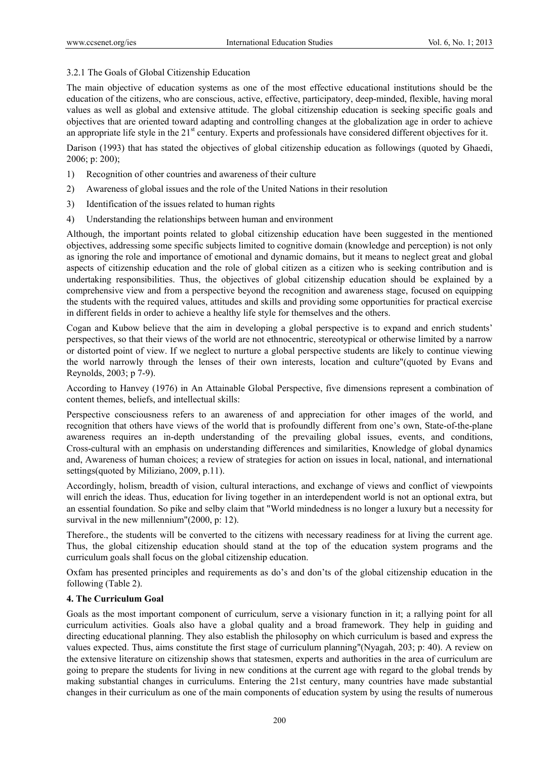### 3.2.1 The Goals of Global Citizenship Education

The main objective of education systems as one of the most effective educational institutions should be the education of the citizens, who are conscious, active, effective, participatory, deep-minded, flexible, having moral values as well as global and extensive attitude. The global citizenship education is seeking specific goals and objectives that are oriented toward adapting and controlling changes at the globalization age in order to achieve an appropriate life style in the 21st century. Experts and professionals have considered different objectives for it.

Darison (1993) that has stated the objectives of global citizenship education as followings (quoted by Ghaedi, 2006; p: 200);

1) Recognition of other countries and awareness of their culture
2) Awareness of global issues and the role of the United Nations in their resolution
3) Identification of the issues related to human rights
4) Understanding the relationships between human and environment

Although, the important points related to global citizenship education have been suggested in the mentioned objectives, addressing some specific subjects limited to cognitive domain (knowledge and perception) is not only as ignoring the role and importance of emotional and dynamic domains, but it means to neglect great and global aspects of citizenship education and the role of global citizen as a citizen who is seeking contribution and is undertaking responsibilities. Thus, the objectives of global citizenship education should be explained by a comprehensive view and from a perspective beyond the recognition and awareness stage, focused on equipping the students with the required values, attitudes and skills and providing some opportunities for practical exercise in different fields in order to achieve a healthy life style for themselves and the others.

Cogan and Kubow believe that the aim in developing a global perspective is to expand and enrich students' perspectives, so that their views of the world are not ethnocentric, stereotypical or otherwise limited by a narrow or distorted point of view. If we neglect to nurture a global perspective students are likely to continue viewing the world narrowly through the lenses of their own interests, location and culture"(quoted by Evans and Reynolds, 2003; p 7-9).

According to Hanvey (1976) in An Attainable Global Perspective, five dimensions represent a combination of content themes, beliefs, and intellectual skills:

Perspective consciousness refers to an awareness of and appreciation for other images of the world, and recognition that others have views of the world that is profoundly different from one's own, State-of-the-plane awareness requires an in-depth understanding of the prevailing global issues, events, and conditions, Cross-cultural with an emphasis on understanding differences and similarities, Knowledge of global dynamics and, Awareness of human choices; a review of strategies for action on issues in local, national, and international settings(quoted by Miliziano, 2009, p.11).

Accordingly, holism, breadth of vision, cultural interactions, and exchange of views and conflict of viewpoints will enrich the ideas. Thus, education for living together in an interdependent world is not an optional extra, but an essential foundation. So pike and selby claim that "World mindedness is no longer a luxury but a necessity for survival in the new millennium"(2000, p: 12).

Therefore., the students will be converted to the citizens with necessary readiness for at living the current age. Thus, the global citizenship education should stand at the top of the education system programs and the curriculum goals shall focus on the global citizenship education.

Oxfam has presented principles and requirements as do's and don'ts of the global citizenship education in the following (Table 2).

## 4. The Curriculum Goal

Goals as the most important component of curriculum, serve a visionary function in it; a rallying point for all curriculum activities. Goals also have a global quality and a broad framework. They help in guiding and directing educational planning. They also establish the philosophy on which curriculum is based and express the values expected. Thus, aims constitute the first stage of curriculum planning"(Nyagah, 203; p: 40). A review on the extensive literature on citizenship shows that statesmen, experts and authorities in the area of curriculum are going to prepare the students for living in new conditions at the current age with regard to the global trends by making substantial changes in curriculums. Entering the 21st century, many countries have made substantial changes in their curriculum as one of the main components of education system by using the results of numerous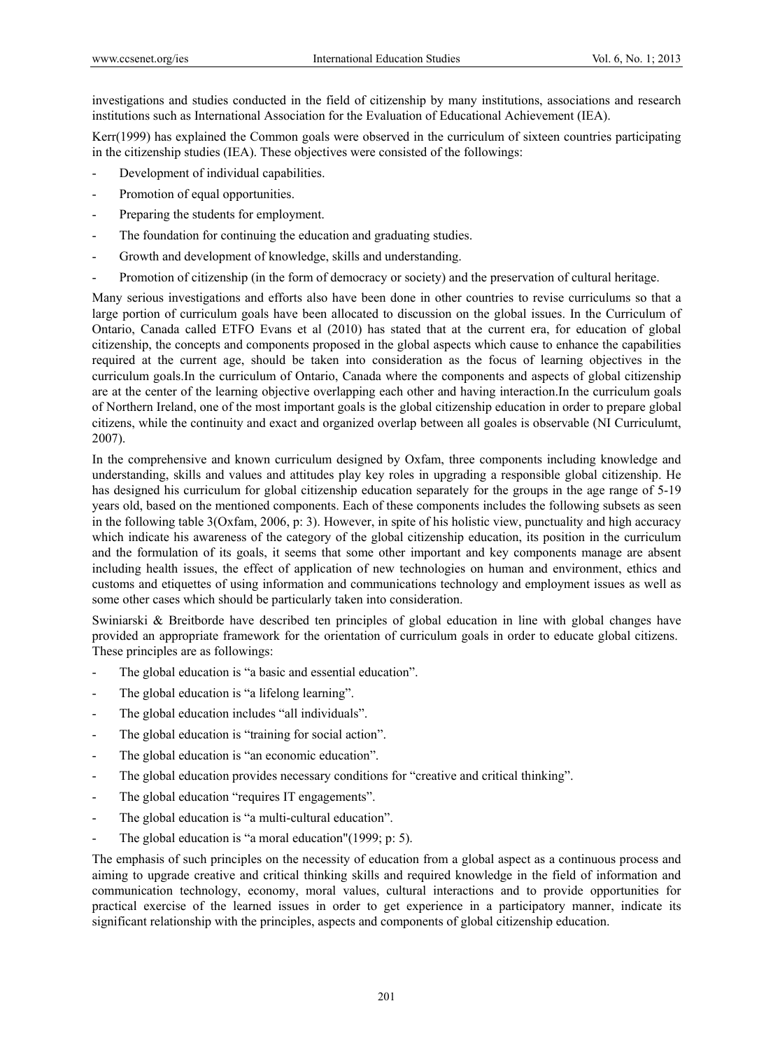investigations and studies conducted in the field of citizenship by many institutions, associations and research institutions such as International Association for the Evaluation of Educational Achievement (IEA).

Kerr(1999) has explained the Common goals were observed in the curriculum of sixteen countries participating in the citizenship studies (IEA). These objectives were consisted of the followings:

- Development of individual capabilities.
- Promotion of equal opportunities.
- Preparing the students for employment.
- The foundation for continuing the education and graduating studies.
- Growth and development of knowledge, skills and understanding.
- Promotion of citizenship (in the form of democracy or society) and the preservation of cultural heritage.

Many serious investigations and efforts also have been done in other countries to revise curriculums so that a large portion of curriculum goals have been allocated to discussion on the global issues. In the Curriculum of Ontario, Canada called ETFO Evans et al (2010) has stated that at the current era, for education of global citizenship, the concepts and components proposed in the global aspects which cause to enhance the capabilities required at the current age, should be taken into consideration as the focus of learning objectives in the curriculum goals.In the curriculum of Ontario, Canada where the components and aspects of global citizenship are at the center of the learning objective overlapping each other and having interaction.In the curriculum goals of Northern Ireland, one of the most important goals is the global citizenship education in order to prepare global citizens, while the continuity and exact and organized overlap between all goales is observable (NI Curriculumt, 2007).

In the comprehensive and known curriculum designed by Oxfam, three components including knowledge and understanding, skills and values and attitudes play key roles in upgrading a responsible global citizenship. He has designed his curriculum for global citizenship education separately for the groups in the age range of 5-19 years old, based on the mentioned components. Each of these components includes the following subsets as seen in the following table 3(Oxfam, 2006, p: 3). However, in spite of his holistic view, punctuality and high accuracy which indicate his awareness of the category of the global citizenship education, its position in the curriculum and the formulation of its goals, it seems that some other important and key components manage are absent including health issues, the effect of application of new technologies on human and environment, ethics and customs and etiquettes of using information and communications technology and employment issues as well as some other cases which should be particularly taken into consideration.

Swiniarski & Breitborde have described ten principles of global education in line with global changes have provided an appropriate framework for the orientation of curriculum goals in order to educate global citizens. These principles are as followings:

- The global education is "a basic and essential education".
- The global education is "a lifelong learning".
- The global education includes "all individuals".
- The global education is "training for social action".
- The global education is "an economic education".
- The global education provides necessary conditions for "creative and critical thinking".
- The global education "requires IT engagements".
- The global education is "a multi-cultural education".
- The global education is "a moral education"(1999; p: 5).

The emphasis of such principles on the necessity of education from a global aspect as a continuous process and aiming to upgrade creative and critical thinking skills and required knowledge in the field of information and communication technology, economy, moral values, cultural interactions and to provide opportunities for practical exercise of the learned issues in order to get experience in a participatory manner, indicate its significant relationship with the principles, aspects and components of global citizenship education.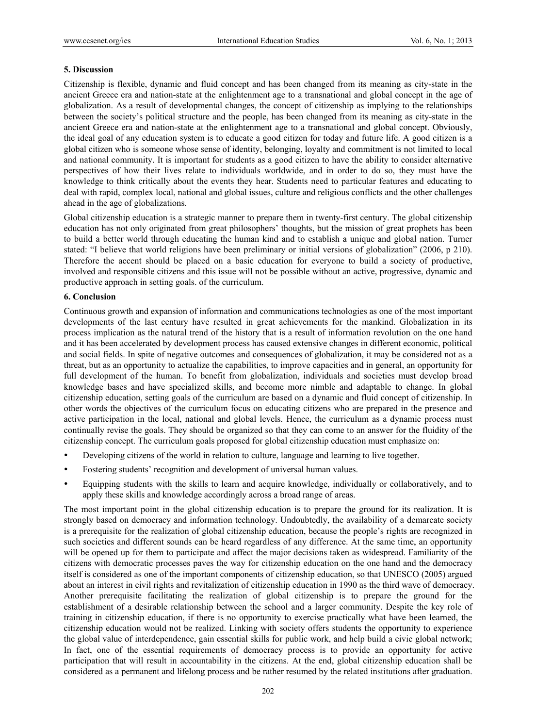## 5. Discussion

Citizenship is flexible, dynamic and fluid concept and has been changed from its meaning as city-state in the ancient Greece era and nation-state at the enlightenment age to a transnational and global concept in the age of globalization. As a result of developmental changes, the concept of citizenship as implying to the relationships between the society's political structure and the people, has been changed from its meaning as city-state in the ancient Greece era and nation-state at the enlightenment age to a transnational and global concept. Obviously, the ideal goal of any education system is to educate a good citizen for today and future life. A good citizen is a global citizen who is someone whose sense of identity, belonging, loyalty and commitment is not limited to local and national community. It is important for students as a good citizen to have the ability to consider alternative perspectives of how their lives relate to individuals worldwide, and in order to do so, they must have the knowledge to think critically about the events they hear. Students need to particular features and educating to deal with rapid, complex local, national and global issues, culture and religious conflicts and the other challenges ahead in the age of globalizations.

Global citizenship education is a strategic manner to prepare them in twenty-first century. The global citizenship education has not only originated from great philosophers' thoughts, but the mission of great prophets has been to build a better world through educating the human kind and to establish a unique and global nation. Turner stated: "I believe that world religions have been preliminary or initial versions of globalization" (2006, p 210). Therefore the accent should be placed on a basic education for everyone to build a society of productive, involved and responsible citizens and this issue will not be possible without an active, progressive, dynamic and productive approach in setting goals. of the curriculum.

## 6. Conclusion

Continuous growth and expansion of information and communications technologies as one of the most important developments of the last century have resulted in great achievements for the mankind. Globalization in its process implication as the natural trend of the history that is a result of information revolution on the one hand and it has been accelerated by development process has caused extensive changes in different economic, political and social fields. In spite of negative outcomes and consequences of globalization, it may be considered not as a threat, but as an opportunity to actualize the capabilities, to improve capacities and in general, an opportunity for full development of the human. To benefit from globalization, individuals and societies must develop broad knowledge bases and have specialized skills, and become more nimble and adaptable to change. In global citizenship education, setting goals of the curriculum are based on a dynamic and fluid concept of citizenship. In other words the objectives of the curriculum focus on educating citizens who are prepared in the presence and active participation in the local, national and global levels. Hence, the curriculum as a dynamic process must continually revise the goals. They should be organized so that they can come to an answer for the fluidity of the citizenship concept. The curriculum goals proposed for global citizenship education must emphasize on:

- Developing citizens of the world in relation to culture, language and learning to live together.
- Fostering students' recognition and development of universal human values.
- Equipping students with the skills to learn and acquire knowledge, individually or collaboratively, and to apply these skills and knowledge accordingly across a broad range of areas.

The most important point in the global citizenship education is to prepare the ground for its realization. It is strongly based on democracy and information technology. Undoubtedly, the availability of a demarcate society is a prerequisite for the realization of global citizenship education, because the people's rights are recognized in such societies and different sounds can be heard regardless of any difference. At the same time, an opportunity will be opened up for them to participate and affect the major decisions taken as widespread. Familiarity of the citizens with democratic processes paves the way for citizenship education on the one hand and the democracy itself is considered as one of the important components of citizenship education, so that UNESCO (2005) argued about an interest in civil rights and revitalization of citizenship education in 1990 as the third wave of democracy. Another prerequisite facilitating the realization of global citizenship is to prepare the ground for the establishment of a desirable relationship between the school and a larger community. Despite the key role of training in citizenship education, if there is no opportunity to exercise practically what have been learned, the citizenship education would not be realized. Linking with society offers students the opportunity to experience the global value of interdependence, gain essential skills for public work, and help build a civic global network; In fact, one of the essential requirements of democracy process is to provide an opportunity for active participation that will result in accountability in the citizens. At the end, global citizenship education shall be considered as a permanent and lifelong process and be rather resumed by the related institutions after graduation.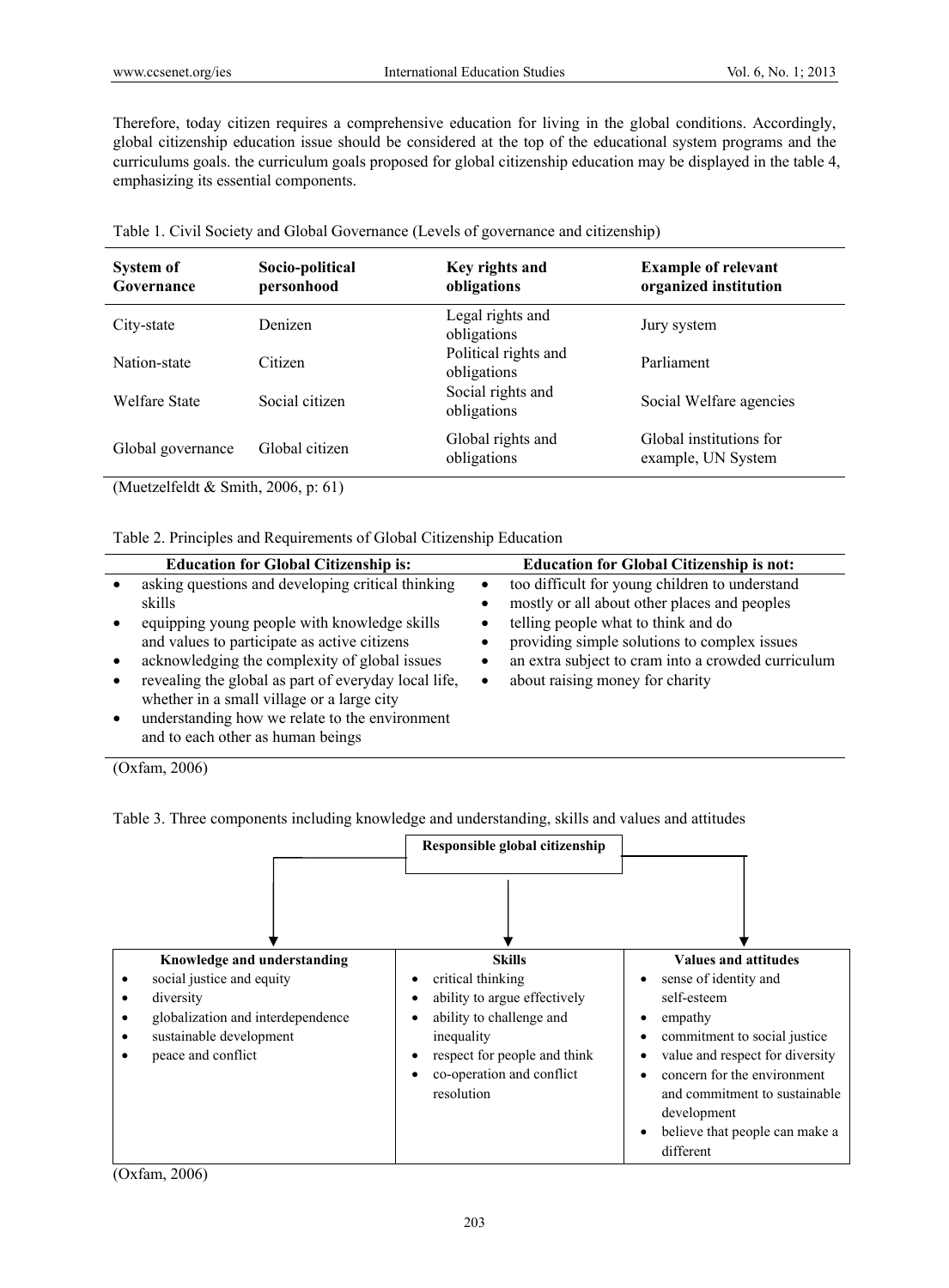Therefore, today citizen requires a comprehensive education for living in the global conditions. Accordingly, global citizenship education issue should be considered at the top of the educational system programs and the curriculums goals. the curriculum goals proposed for global citizenship education may be displayed in the table 4, emphasizing its essential components.

Table 1. Civil Society and Global Governance (Levels of governance and citizenship)

| System of Governance | Socio-political personhood | Key rights and obligations | Example of relevant organized institution |
|---|---|---|---|
| City-state | Denizen | Legal rights and obligations | Jury system |
| Nation-state | Citizen | Political rights and obligations | Parliament |
| Welfare State | Social citizen | Social rights and obligations | Social Welfare agencies |
| Global governance | Global citizen | Global rights and obligations | Global institutions for example, UN System |

(Muetzelfeldt & Smith, 2006, p: 61)

Table 2. Principles and Requirements of Global Citizenship Education

| Education for Global Citizenship is: | Education for Global Citizenship is not: |
|---|---|
| • asking questions and developing critical thinking skills<br>• equipping young people with knowledge skills and values to participate as active citizens<br>• acknowledging the complexity of global issues<br>• revealing the global as part of everyday local life, whether in a small village or a large city<br>• understanding how we relate to the environment and to each other as human beings | • too difficult for young children to understand<br>• mostly or all about other places and peoples<br>• telling people what to think and do<br>• providing simple solutions to complex issues<br>• an extra subject to cram into a crowded curriculum<br>• about raising money for charity |

(Oxfam, 2006)

Table 3. Three components including knowledge and understanding, skills and values and attitudes

**Responsible global citizenship**

| Knowledge and understanding | Skills | Values and attitudes |
|---|---|---|
| • social justice and equity<br>• diversity<br>• globalization and interdependence<br>• sustainable development<br>• peace and conflict | • critical thinking<br>• ability to argue effectively<br>• ability to challenge and inequality<br>• respect for people and think<br>• co-operation and conflict resolution | • sense of identity and self-esteem<br>• empathy<br>• commitment to social justice<br>• value and respect for diversity<br>• concern for the environment and commitment to sustainable development<br>• believe that people can make a different |

(Oxfam, 2006)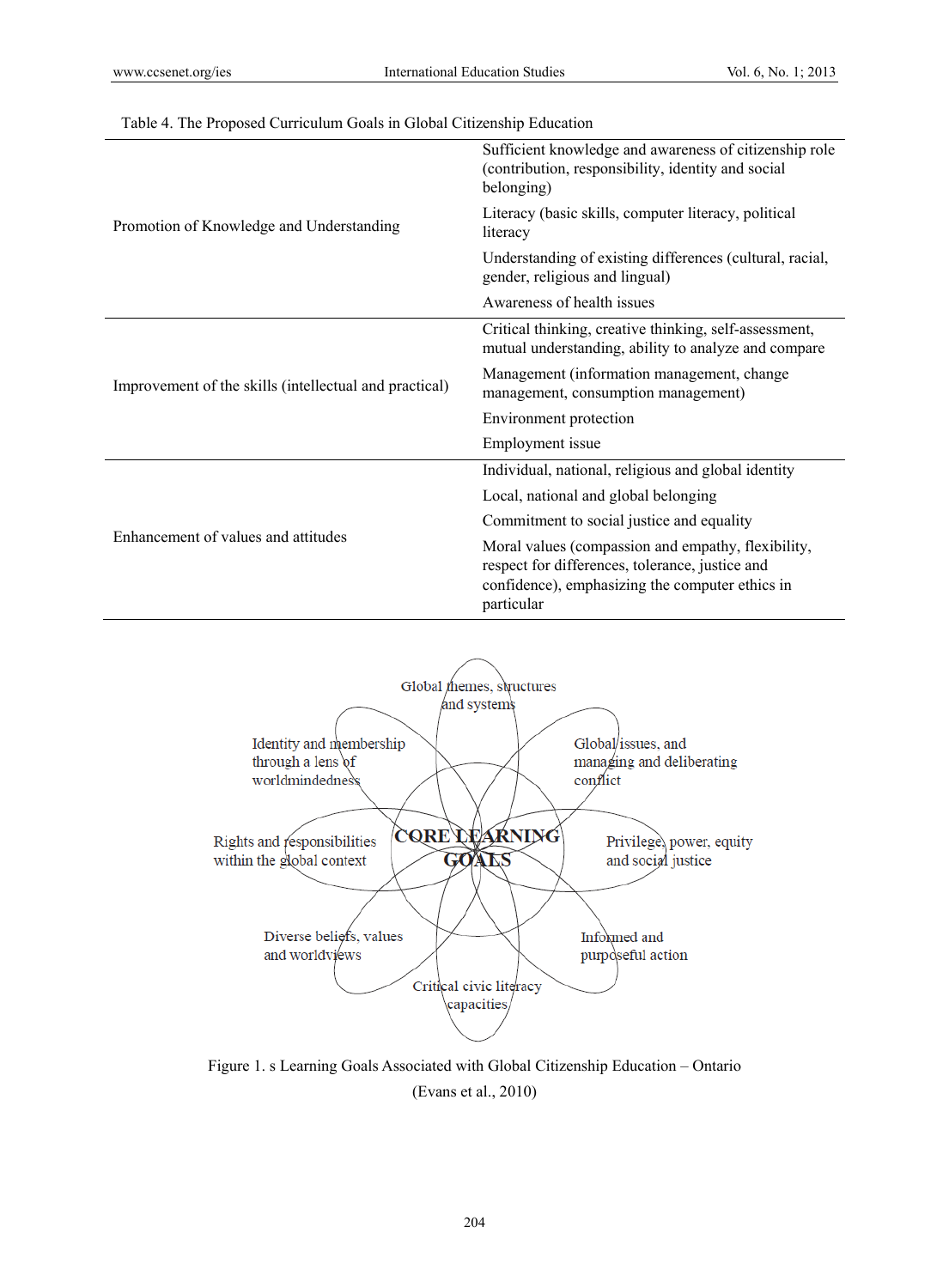Table 4. The Proposed Curriculum Goals in Global Citizenship Education

| | |
|---|---|
| Promotion of Knowledge and Understanding | Sufficient knowledge and awareness of citizenship role (contribution, responsibility, identity and social belonging) |
| | Literacy (basic skills, computer literacy, political literacy |
| | Understanding of existing differences (cultural, racial, gender, religious and lingual) |
| | Awareness of health issues |
| Improvement of the skills (intellectual and practical) | Critical thinking, creative thinking, self-assessment, mutual understanding, ability to analyze and compare |
| | Management (information management, change management, consumption management) |
| | Environment protection |
| | Employment issue |
| Enhancement of values and attitudes | Individual, national, religious and global identity |
| | Local, national and global belonging |
| | Commitment to social justice and equality |
| | Moral values (compassion and empathy, flexibility, respect for differences, tolerance, justice and confidence), emphasizing the computer ethics in particular |

CORE LEARNING GOALS

- Global themes, structures and systems
- Global issues, and managing and deliberating conflict
- Privilege, power, equity and social justice
- Informed and purposeful action
- Critical civic literacy capacities
- Diverse beliefs, values and worldviews
- Rights and responsibilities within the global context
- Identity and membership through a lens of worldmindedness

Figure 1. s Learning Goals Associated with Global Citizenship Education – Ontario (Evans et al., 2010)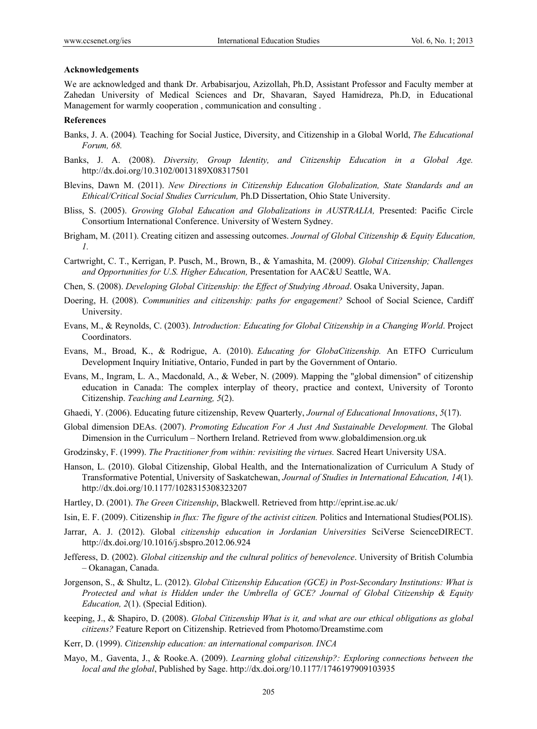#### Acknowledgements

We are acknowledged and thank Dr. Arbabisarjou, Azizollah, Ph.D, Assistant Professor and Faculty member at Zahedan University of Medical Sciences and Dr, Shavaran, Sayed Hamidreza, Ph.D, in Educational Management for warmly cooperation , communication and consulting .

#### References

Banks, J. A. (2004). Teaching for Social Justice, Diversity, and Citizenship in a Global World, *The Educational Forum, 68.*

Banks, J. A. (2008). *Diversity, Group Identity, and Citizenship Education in a Global Age.* http://dx.doi.org/10.3102/0013189X08317501

Blevins, Dawn M. (2011). *New Directions in Citizenship Education Globalization, State Standards and an Ethical/Critical Social Studies Curriculum,* Ph.D Dissertation, Ohio State University.

Bliss, S. (2005). *Growing Global Education and Globalizations in AUSTRALIA,* Presented: Pacific Circle Consortium International Conference. University of Western Sydney.

Brigham, M. (2011). Creating citizen and assessing outcomes. *Journal of Global Citizenship & Equity Education, 1.*

Cartwright, C. T., Kerrigan, P. Pusch, M., Brown, B., & Yamashita, M. (2009). *Global Citizenship; Challenges and Opportunities for U.S. Higher Education,* Presentation for AAC&U Seattle, WA.

Chen, S. (2008). *Developing Global Citizenship: the Effect of Studying Abroad*. Osaka University, Japan.

Doering, H. (2008). *Communities and citizenship: paths for engagement?* School of Social Science, Cardiff University.

Evans, M., & Reynolds, C. (2003). *Introduction: Educating for Global Citizenship in a Changing World*. Project Coordinators.

Evans, M., Broad, K., & Rodrigue, A. (2010). *Educating for GlobaCitizenship.* An ETFO Curriculum Development Inquiry Initiative, Ontario, Funded in part by the Government of Ontario.

Evans, M., Ingram, L. A., Macdonald, A., & Weber, N. (2009). Mapping the "global dimension" of citizenship education in Canada: The complex interplay of theory, practice and context, University of Toronto Citizenship. *Teaching and Learning, 5*(2).

Ghaedi, Y. (2006). Educating future citizenship, Revew Quarterly, *Journal of Educational Innovations*, *5*(17).

Global dimension DEAs. (2007). *Promoting Education For A Just And Sustainable Development.* The Global Dimension in the Curriculum – Northern Ireland. Retrieved from www.globaldimension.org.uk

Grodzinsky, F. (1999). *The Practitioner from within: revisiting the virtues.* Sacred Heart University USA.

Hanson, L. (2010). Global Citizenship, Global Health, and the Internationalization of Curriculum A Study of Transformative Potential, University of Saskatchewan, *Journal of Studies in International Education, 14*(1). http://dx.doi.org/10.1177/1028315308323207

Hartley, D. (2001). *The Green Citizenship*, Blackwell. Retrieved from http://eprint.ise.ac.uk/

Isin, E. F. (2009). Citizenship *in flux: The figure of the activist citizen.* Politics and International Studies(POLIS).

Jarrar, A. J. (2012). Global *citizenship education in Jordanian Universities* SciVerse ScienceDIRECT. http://dx.doi.org/10.1016/j.sbspro.2012.06.924

Jefferess, D. (2002). *Global citizenship and the cultural politics of benevolence*. University of British Columbia – Okanagan, Canada.

Jorgenson, S., & Shultz, L. (2012). *Global Citizenship Education (GCE) in Post-Secondary Institutions: What is Protected and what is Hidden under the Umbrella of GCE? Journal of Global Citizenship & Equity Education, 2*(1). (Special Edition).

keeping, J., & Shapiro, D. (2008). *Global Citizenship What is it, and what are our ethical obligations as global citizens?* Feature Report on Citizenship. Retrieved from Photomo/Dreamstime.com

Kerr, D. (1999). *Citizenship education: an international comparison. INCA*

Mayo, M., Gaventa, J., & Rooke.A. (2009). *Learning global citizenship?: Exploring connections between the local and the global*, Published by Sage. http://dx.doi.org/10.1177/1746197909103935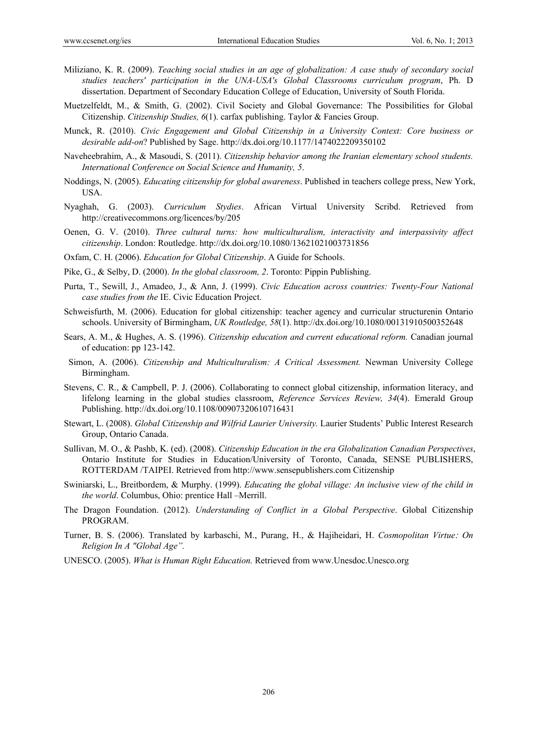Miliziano, K. R. (2009). *Teaching social studies in an age of globalization: A case study of secondary social studies teachers' participation in the UNA-USA's Global Classrooms curriculum program*, Ph. D dissertation. Department of Secondary Education College of Education, University of South Florida.

Muetzelfeldt, M., & Smith, G. (2002). Civil Society and Global Governance: The Possibilities for Global Citizenship. *Citizenship Studies, 6*(1). carfax publishing. Taylor & Fancies Group.

Munck, R. (2010). *Civic Engagement and Global Citizenship in a University Context: Core business or desirable add-on*? Published by Sage. http://dx.doi.org/10.1177/1474022209350102

Naveheebrahim, A., & Masoudi, S. (2011). *Citizenship behavior among the Iranian elementary school students. International Conference on Social Science and Humanity, 5*.

Noddings, N. (2005). *Educating citizenship for global awareness*. Published in teachers college press, New York, USA.

Nyaghah, G. (2003). *Curriculum Stydies*. African Virtual University Scribd. Retrieved from http://creativecommons.org/licences/by/205

Oenen, G. V. (2010). *Three cultural turns: how multiculturalism, interactivity and interpassivity affect citizenship*. London: Routledge. http://dx.doi.org/10.1080/13621021003731856

Oxfam, C. H. (2006). *Education for Global Citizenship*. A Guide for Schools.

Pike, G., & Selby, D. (2000). *In the global classroom, 2*. Toronto: Pippin Publishing.

Purta, T., Sewill, J., Amadeo, J., & Ann, J. (1999). *Civic Education across countries: Twenty-Four National case studies from the* IE. Civic Education Project.

Schweisfurth, M. (2006). Education for global citizenship: teacher agency and curricular structurenin Ontario schools. University of Birmingham, *UK Routledge, 58*(1). http://dx.doi.org/10.1080/00131910500352648

Sears, A. M., & Hughes, A. S. (1996). *Citizenship education and current educational reform.* Canadian journal of education: pp 123-142.

Simon, A. (2006). *Citizenship and Multiculturalism: A Critical Assessment.* Newman University College Birmingham.

Stevens, C. R., & Campbell, P. J. (2006). Collaborating to connect global citizenship, information literacy, and lifelong learning in the global studies classroom, *Reference Services Review, 34*(4). Emerald Group Publishing. http://dx.doi.org/10.1108/00907320610716431

Stewart, L. (2008). *Global Citizenship and Wilfrid Laurier University.* Laurier Students' Public Interest Research Group, Ontario Canada.

Sullivan, M. O., & Pashb, K. (ed). (2008). *Citizenship Education in the era Globalization Canadian Perspectives*, Ontario Institute for Studies in Education/University of Toronto, Canada, SENSE PUBLISHERS, ROTTERDAM /TAIPEI. Retrieved from http://www.sensepublishers.com Citizenship

Swiniarski, L., Breitbordem, & Murphy. (1999). *Educating the global village: An inclusive view of the child in the world*. Columbus, Ohio: prentice Hall –Merrill.

The Dragon Foundation. (2012). *Understanding of Conflict in a Global Perspective*. Global Citizenship PROGRAM.

Turner, B. S. (2006). Translated by karbaschi, M., Purang, H., & Hajiheidari, H. *Cosmopolitan Virtue: On Religion In A "Global Age".*

UNESCO. (2005). *What is Human Right Education.* Retrieved from www.Unesdoc.Unesco.org